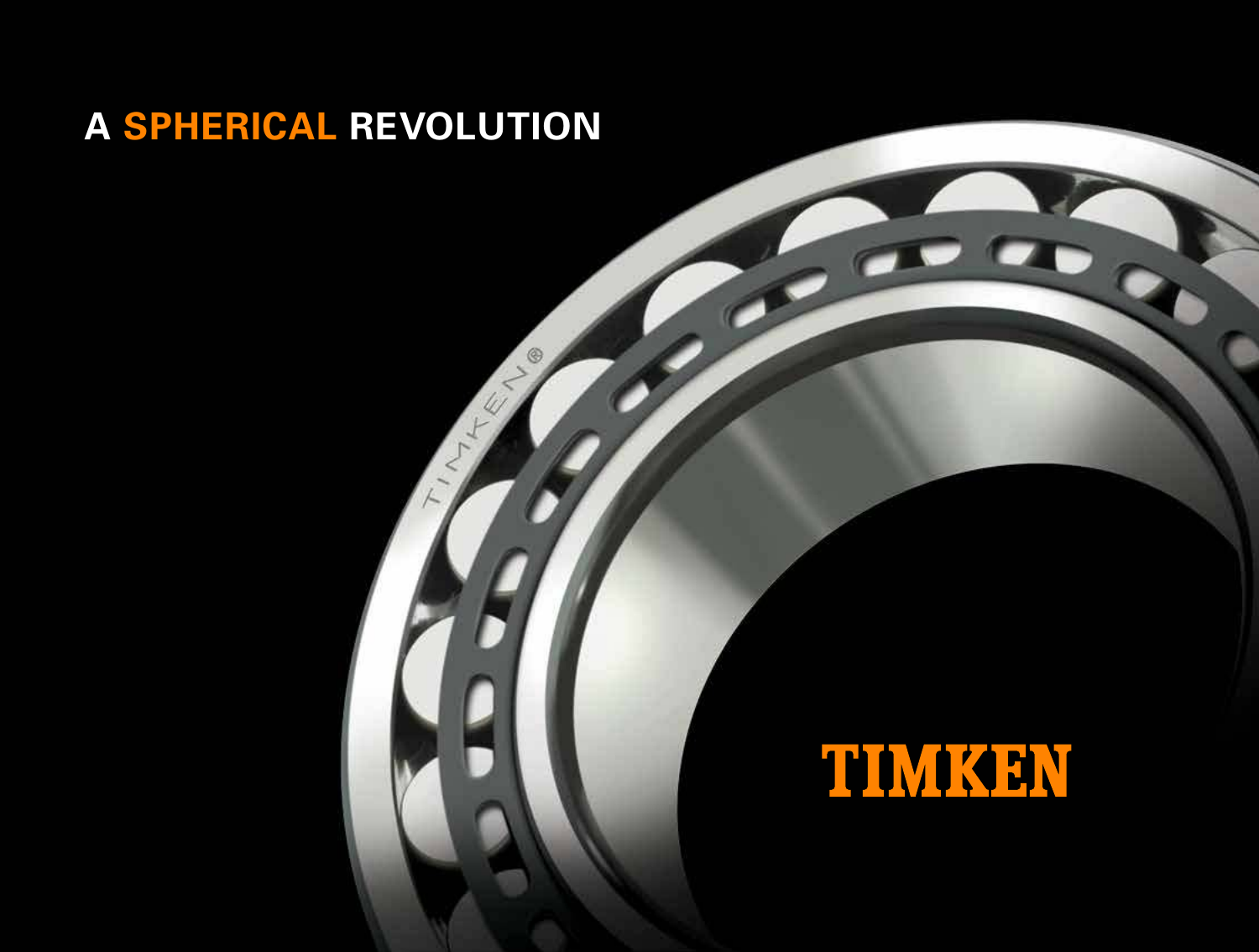# A SPHERICAL REVOLUTION

TIMKEN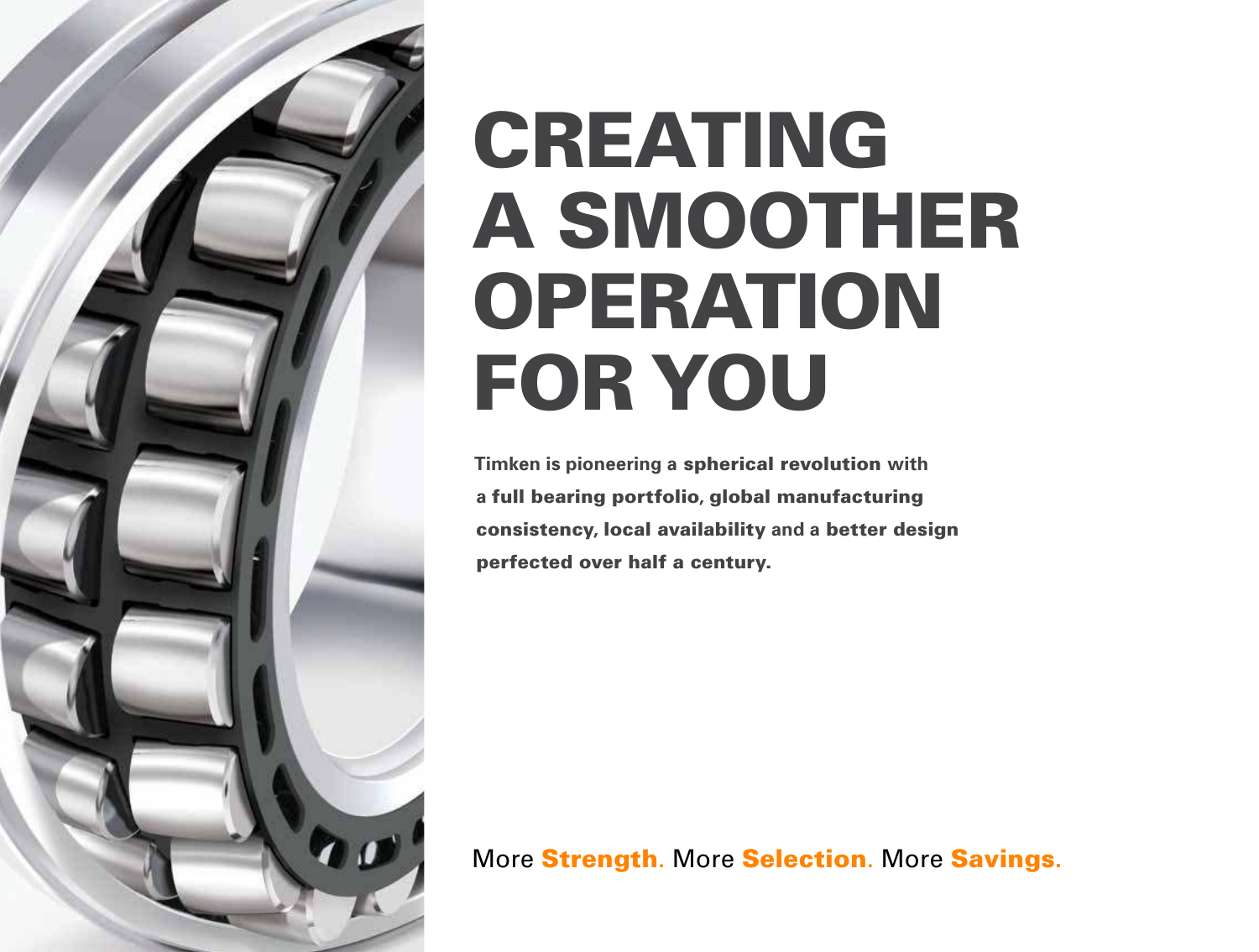# CREATING A SMOOTHER OPERATION FOR YOU

Timken is pioneering a **spherical revolution** with a **full bearing portfolio, global manufacturing consistency, local availability** and a **better design perfected over half a century.**

More **Strength.** More **Selection.** More **Savings.**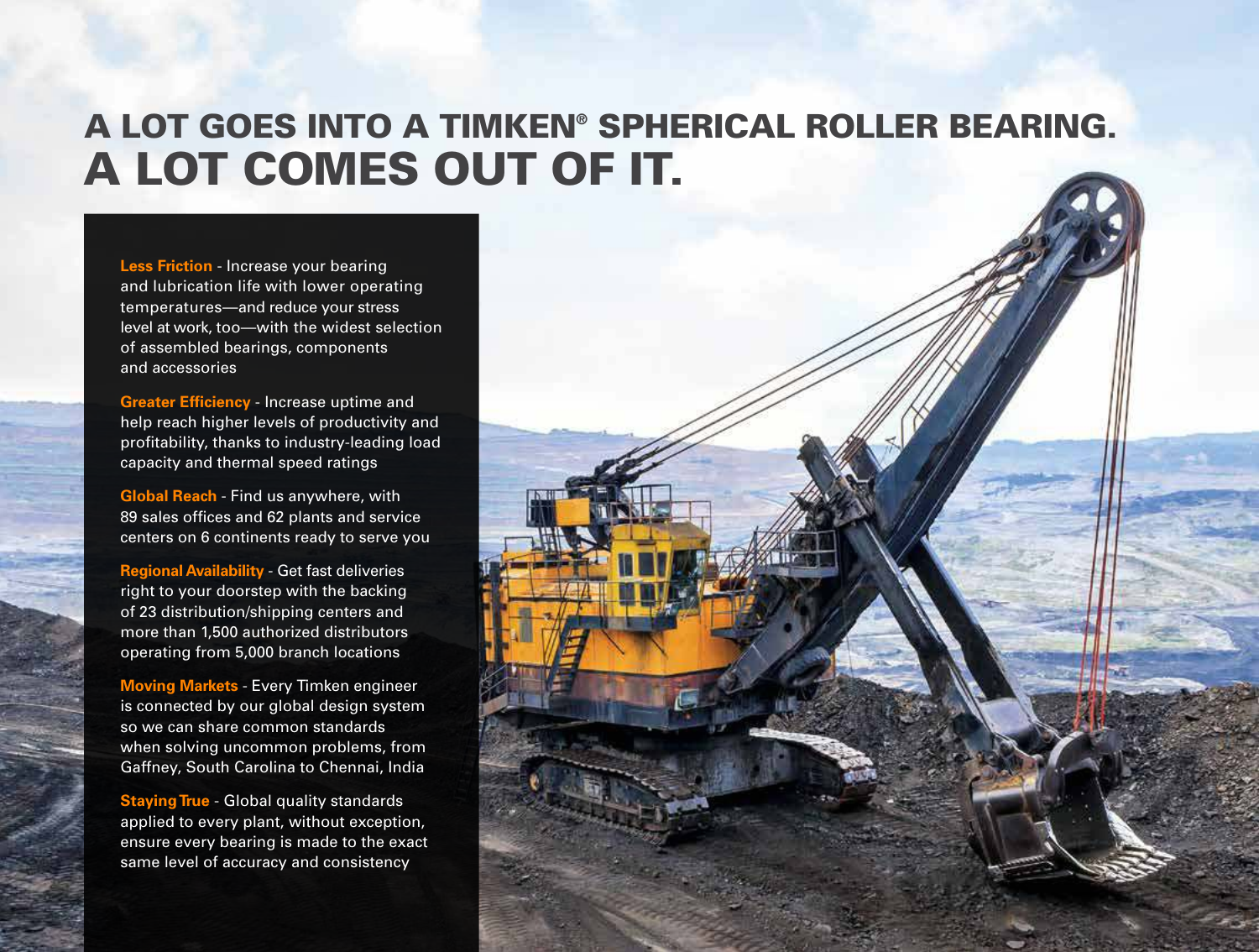# A LOT GOES INTO A TIMKEN® SPHERICAL ROLLER BEARING.
# A LOT COMES OUT OF IT.

**Less Friction** - Increase your bearing and lubrication life with lower operating temperatures—and reduce your stress level at work, too—with the widest selection of assembled bearings, components and accessories

**Greater Efficiency** - Increase uptime and help reach higher levels of productivity and profitability, thanks to industry-leading load capacity and thermal speed ratings

**Global Reach** - Find us anywhere, with 89 sales offices and 62 plants and service centers on 6 continents ready to serve you

**Regional Availability** - Get fast deliveries right to your doorstep with the backing of 23 distribution/shipping centers and more than 1,500 authorized distributors operating from 5,000 branch locations

**Moving Markets** - Every Timken engineer is connected by our global design system so we can share common standards when solving uncommon problems, from Gaffney, South Carolina to Chennai, India

**Staying True** - Global quality standards applied to every plant, without exception, ensure every bearing is made to the exact same level of accuracy and consistency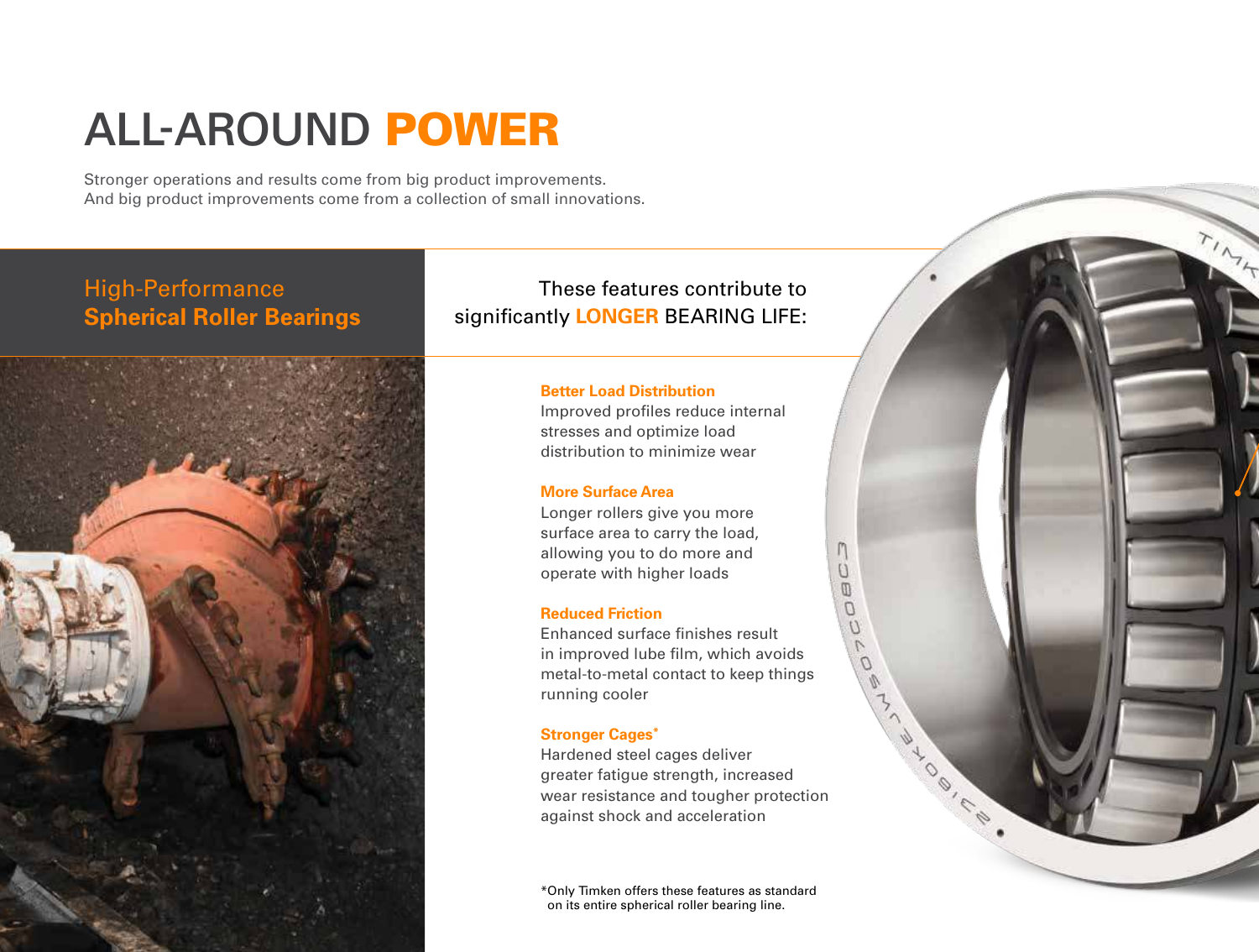# ALL-AROUND **POWER**

Stronger operations and results come from big product improvements.
And big product improvements come from a collection of small innovations.

## High-Performance **Spherical Roller Bearings**

These features contribute to significantly **LONGER** BEARING LIFE:

**Better Load Distribution**
Improved profiles reduce internal stresses and optimize load distribution to minimize wear

**More Surface Area**
Longer rollers give you more surface area to carry the load, allowing you to do more and operate with higher loads

**Reduced Friction**
Enhanced surface finishes result in improved lube film, which avoids metal-to-metal contact to keep things running cooler

**Stronger Cages***
Hardened steel cages deliver greater fatigue strength, increased wear resistance and tougher protection against shock and acceleration

*Only Timken offers these features as standard on its entire spherical roller bearing line.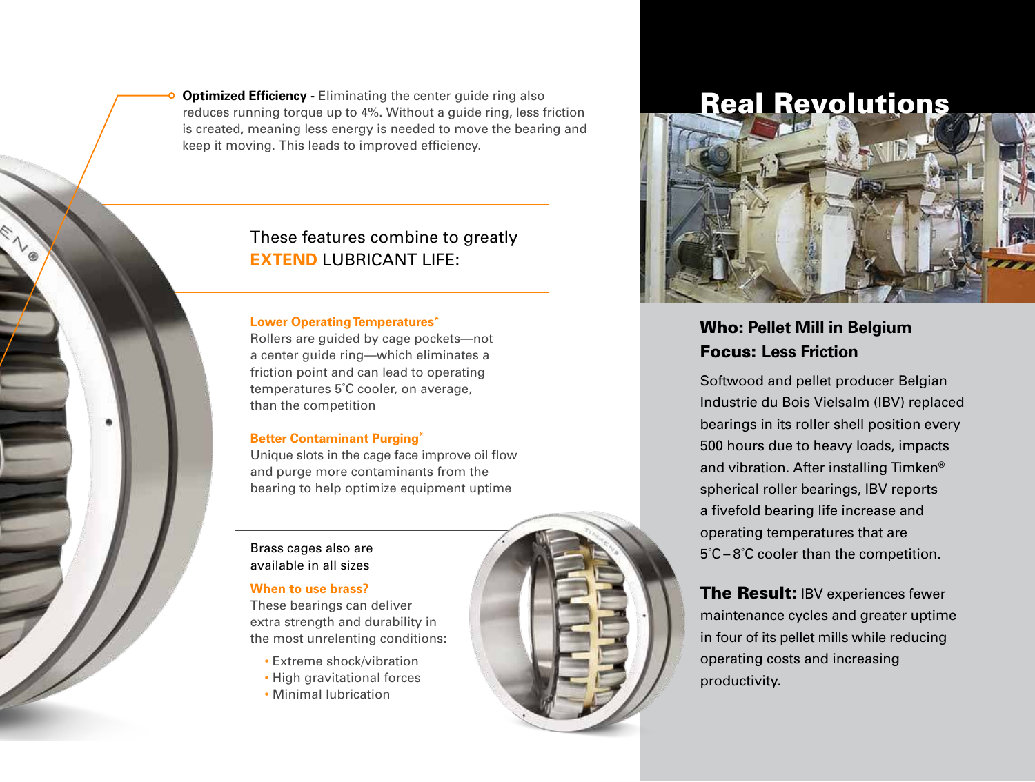**Optimized Efficiency -** Eliminating the center guide ring also reduces running torque up to 4%. Without a guide ring, less friction is created, meaning less energy is needed to move the bearing and keep it moving. This leads to improved efficiency.

These features combine to greatly **EXTEND** LUBRICANT LIFE:

**Lower Operating Temperatures***
Rollers are guided by cage pockets—not a center guide ring—which eliminates a friction point and can lead to operating temperatures 5˚C cooler, on average, than the competition

**Better Contaminant Purging***
Unique slots in the cage face improve oil flow and purge more contaminants from the bearing to help optimize equipment uptime

Brass cages also are available in all sizes

**When to use brass?**
These bearings can deliver extra strength and durability in the most unrelenting conditions:

- Extreme shock/vibration
- High gravitational forces
- Minimal lubrication

# Real Revolutions

**Who: Pellet Mill in Belgium**
**Focus: Less Friction**

Softwood and pellet producer Belgian Industrie du Bois Vielsalm (IBV) replaced bearings in its roller shell position every 500 hours due to heavy loads, impacts and vibration. After installing Timken® spherical roller bearings, IBV reports a fivefold bearing life increase and operating temperatures that are 5˚C – 8˚C cooler than the competition.

**The Result:** IBV experiences fewer maintenance cycles and greater uptime in four of its pellet mills while reducing operating costs and increasing productivity.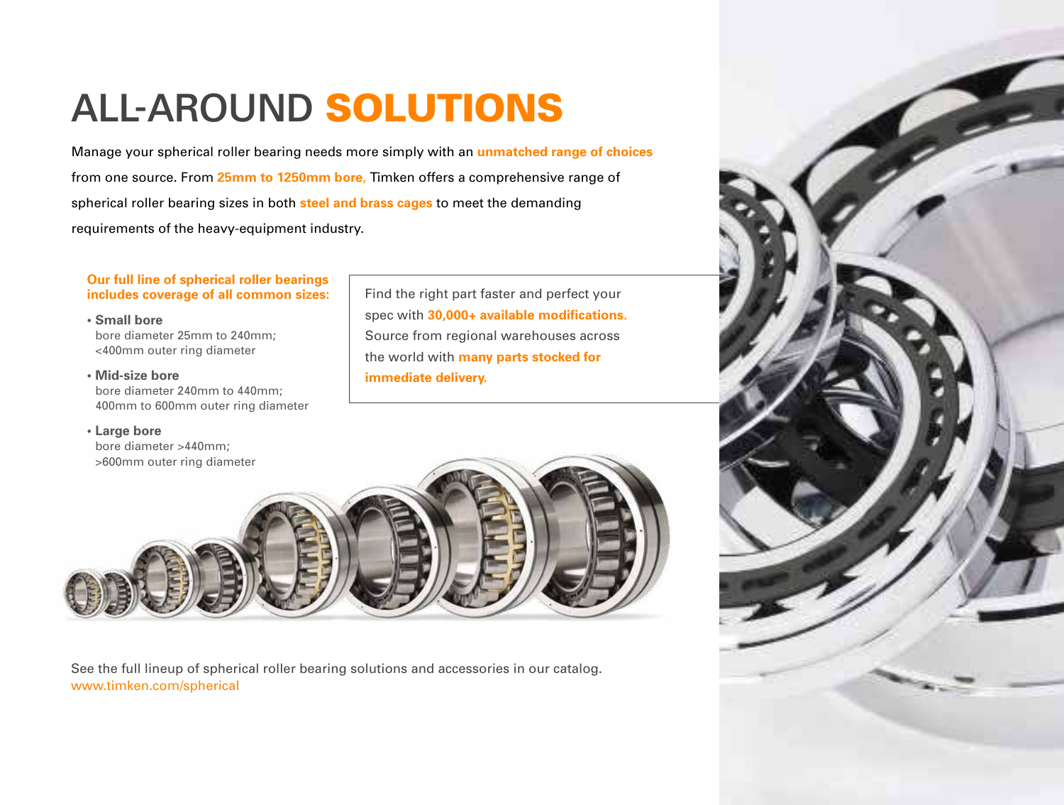# ALL-AROUND **SOLUTIONS**

Manage your spherical roller bearing needs more simply with an **unmatched range of choices** from one source. From **25mm to 1250mm bore,** Timken offers a comprehensive range of spherical roller bearing sizes in both **steel and brass cages** to meet the demanding requirements of the heavy-equipment industry.

**Our full line of spherical roller bearings includes coverage of all common sizes:**

- **Small bore**
  bore diameter 25mm to 240mm;
  <400mm outer ring diameter
- **Mid-size bore**
  bore diameter 240mm to 440mm;
  400mm to 600mm outer ring diameter
- **Large bore**
  bore diameter >440mm;
  >600mm outer ring diameter

Find the right part faster and perfect your spec with **30,000+ available modifications.** Source from regional warehouses across the world with **many parts stocked for immediate delivery.**

See the full lineup of spherical roller bearing solutions and accessories in our catalog.
www.timken.com/spherical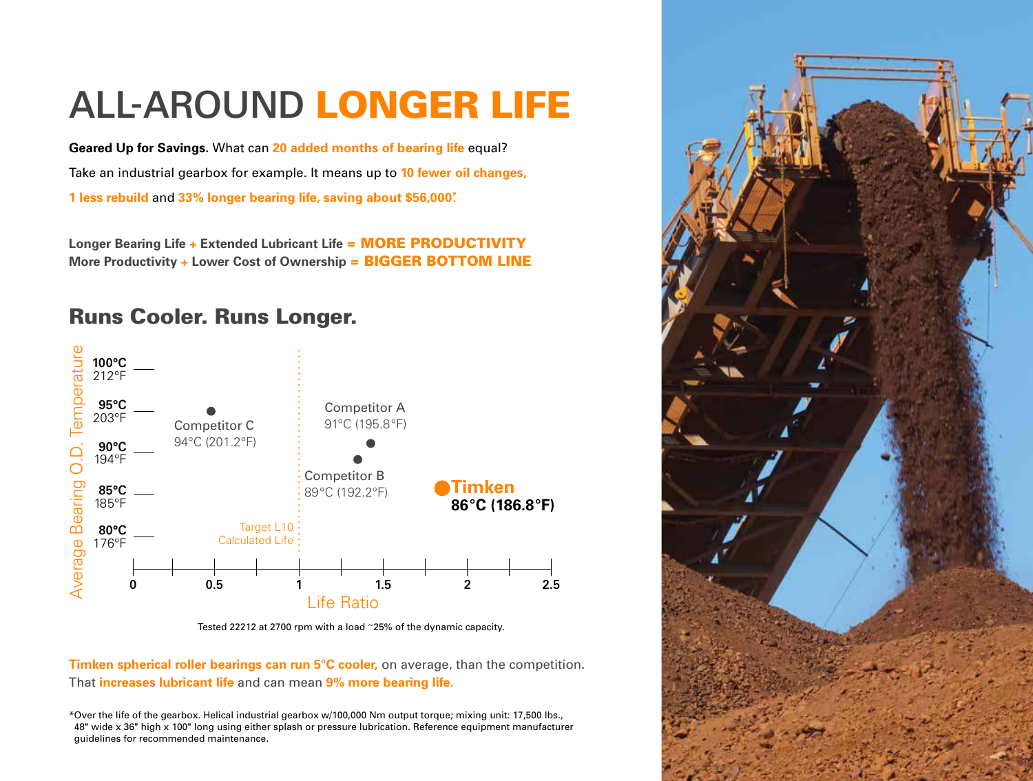# ALL-AROUND LONGER LIFE

**Geared Up for Savings.** What can **20 added months of bearing life** equal? Take an industrial gearbox for example. It means up to **10 fewer oil changes, 1 less rebuild** and **33% longer bearing life, saving about $56,000***.

**Longer Bearing Life + Extended Lubricant Life = MORE PRODUCTIVITY**
**More Productivity + Lower Cost of Ownership = BIGGER BOTTOM LINE**

## Runs Cooler. Runs Longer.

| | Average Bearing O.D. Temperature |
|---|---|
| Competitor C | 94°C (201.2°F) |
| Competitor A | 91°C (195.8°F) |
| Competitor B | 89°C (192.2°F) |
| Timken | 86°C (186.8°F) |

Y-axis: Average Bearing O.D. Temperature (80°C/176°F, 85°C/185°F, 90°C/194°F, 95°C/203°F, 100°C/212°F). X-axis: Life Ratio (0, 0.5, 1, 1.5, 2, 2.5). Target L10 Calculated Life at life ratio 1.

Tested 22212 at 2700 rpm with a load ~25% of the dynamic capacity.

**Timken spherical roller bearings can run 5°C cooler,** on average, than the competition. That **increases lubricant life** and can mean **9% more bearing life**.

*Over the life of the gearbox. Helical industrial gearbox w/100,000 Nm output torque; mixing unit: 17,500 lbs., 48" wide x 36" high x 100" long using either splash or pressure lubrication. Reference equipment manufacturer guidelines for recommended maintenance.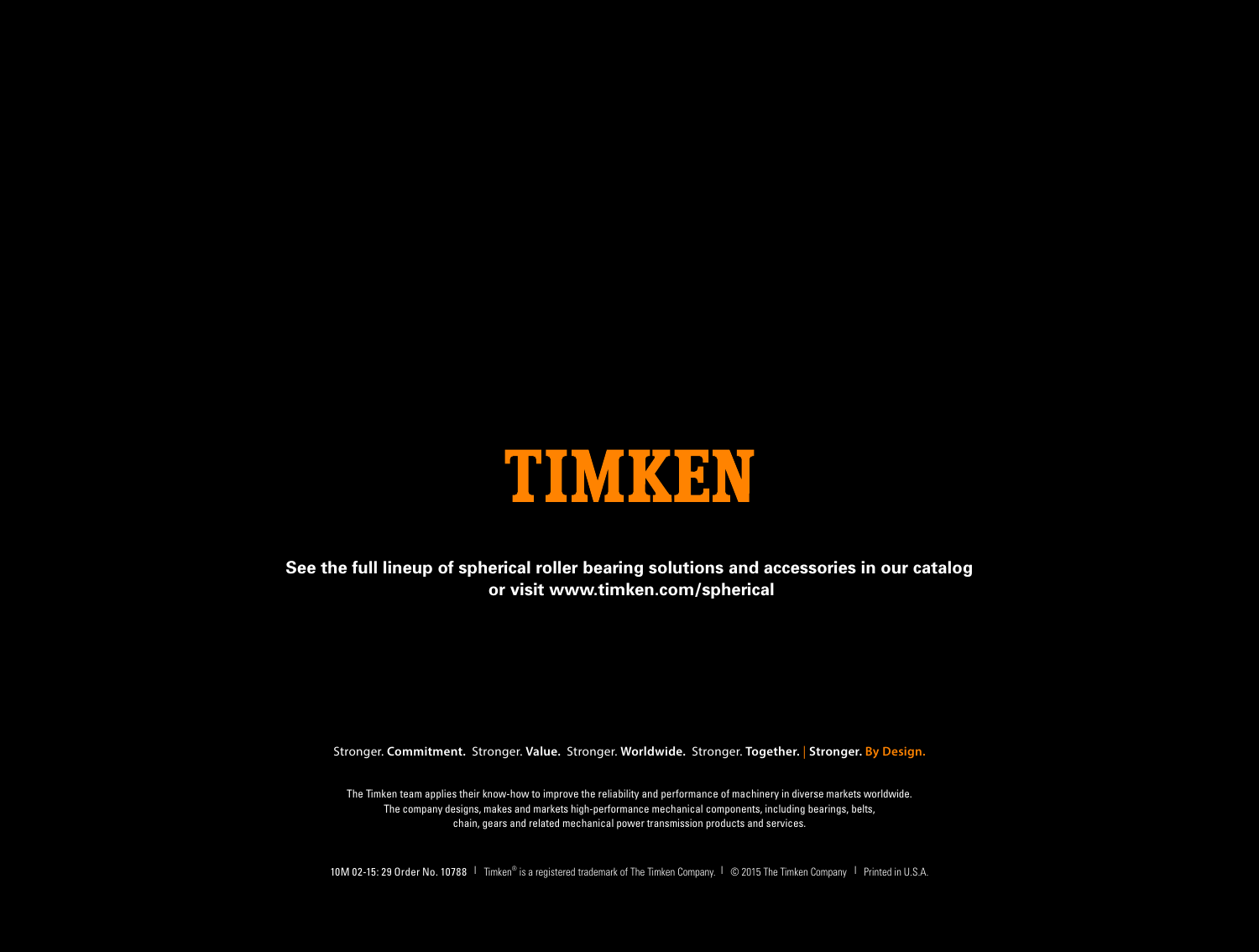# TIMKEN

**See the full lineup of spherical roller bearing solutions and accessories in our catalog or visit www.timken.com/spherical**

Stronger. **Commitment.** Stronger. **Value.** Stronger. **Worldwide.** Stronger. **Together.** | **Stronger. By Design.**

The Timken team applies their know-how to improve the reliability and performance of machinery in diverse markets worldwide. The company designs, makes and markets high-performance mechanical components, including bearings, belts, chain, gears and related mechanical power transmission products and services.

10M 02-15: 29 Order No. 10788 | Timken® is a registered trademark of The Timken Company. | © 2015 The Timken Company | Printed in U.S.A.